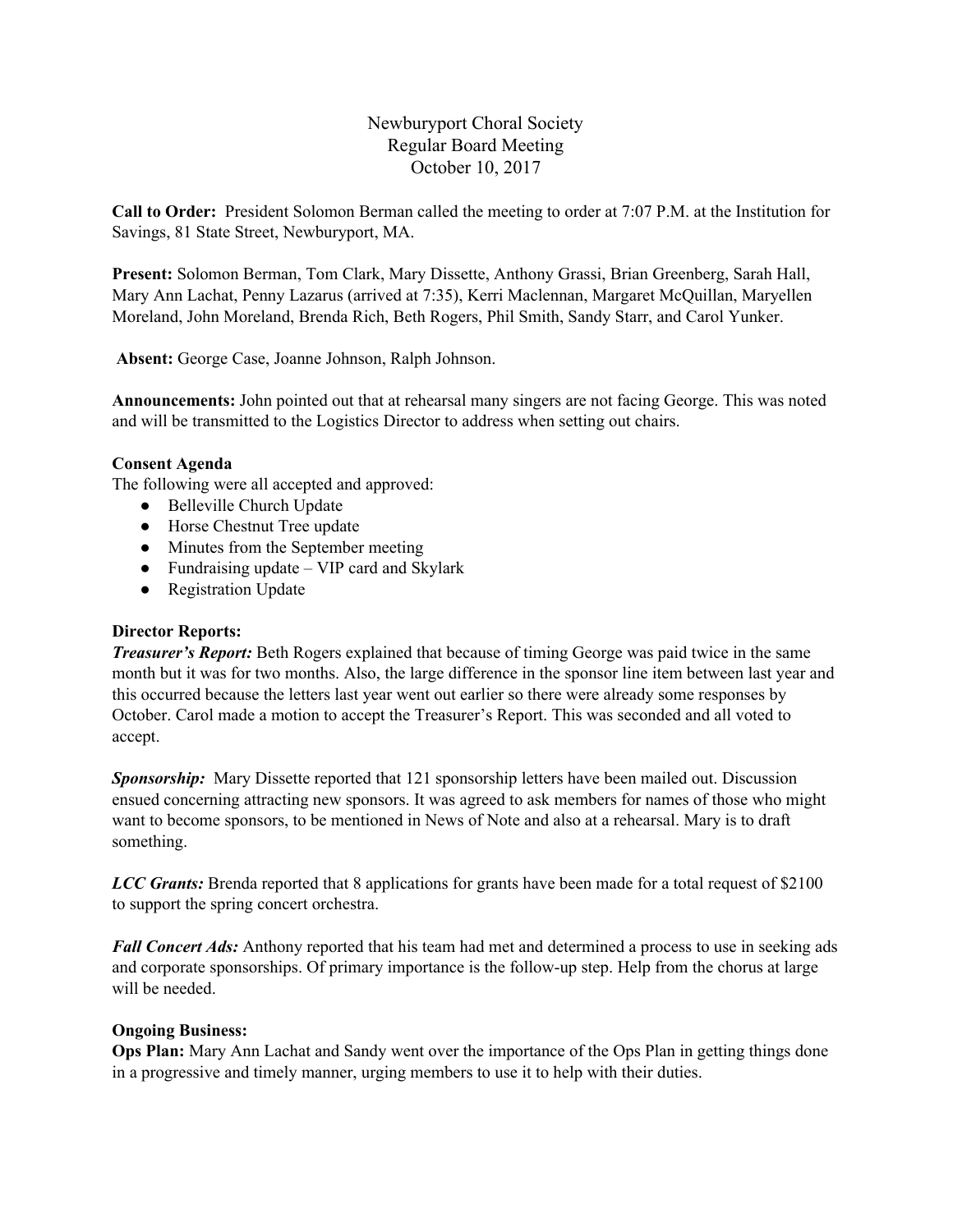# Newburyport Choral Society
## Regular Board Meeting
### October 10, 2017

**Call to Order:** President Solomon Berman called the meeting to order at 7:07 P.M. at the Institution for Savings, 81 State Street, Newburyport, MA.

**Present:** Solomon Berman, Tom Clark, Mary Dissette, Anthony Grassi, Brian Greenberg, Sarah Hall, Mary Ann Lachat, Penny Lazarus (arrived at 7:35), Kerri Maclennan, Margaret McQuillan, Maryellen Moreland, John Moreland, Brenda Rich, Beth Rogers, Phil Smith, Sandy Starr, and Carol Yunker.

**Absent:** George Case, Joanne Johnson, Ralph Johnson.

**Announcements:** John pointed out that at rehearsal many singers are not facing George. This was noted and will be transmitted to the Logistics Director to address when setting out chairs.

**Consent Agenda**

The following were all accepted and approved:

- Belleville Church Update
- Horse Chestnut Tree update
- Minutes from the September meeting
- Fundraising update – VIP card and Skylark
- Registration Update

**Director Reports:**

***Treasurer's Report:*** Beth Rogers explained that because of timing George was paid twice in the same month but it was for two months. Also, the large difference in the sponsor line item between last year and this occurred because the letters last year went out earlier so there were already some responses by October. Carol made a motion to accept the Treasurer's Report. This was seconded and all voted to accept.

***Sponsorship:*** Mary Dissette reported that 121 sponsorship letters have been mailed out. Discussion ensued concerning attracting new sponsors. It was agreed to ask members for names of those who might want to become sponsors, to be mentioned in News of Note and also at a rehearsal. Mary is to draft something.

***LCC Grants:*** Brenda reported that 8 applications for grants have been made for a total request of $2100 to support the spring concert orchestra.

***Fall Concert Ads:*** Anthony reported that his team had met and determined a process to use in seeking ads and corporate sponsorships. Of primary importance is the follow-up step. Help from the chorus at large will be needed.

**Ongoing Business:**

**Ops Plan:** Mary Ann Lachat and Sandy went over the importance of the Ops Plan in getting things done in a progressive and timely manner, urging members to use it to help with their duties.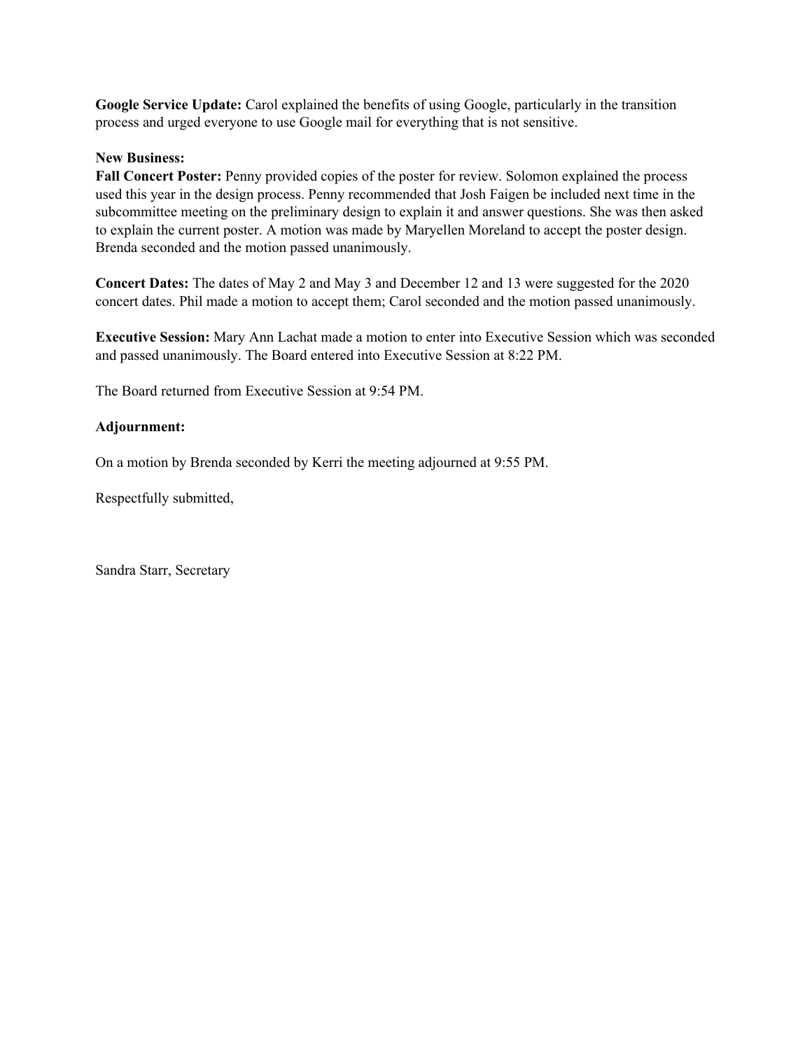**Google Service Update:** Carol explained the benefits of using Google, particularly in the transition process and urged everyone to use Google mail for everything that is not sensitive.

**New Business:**

**Fall Concert Poster:** Penny provided copies of the poster for review. Solomon explained the process used this year in the design process. Penny recommended that Josh Faigen be included next time in the subcommittee meeting on the preliminary design to explain it and answer questions. She was then asked to explain the current poster. A motion was made by Maryellen Moreland to accept the poster design. Brenda seconded and the motion passed unanimously.

**Concert Dates:** The dates of May 2 and May 3 and December 12 and 13 were suggested for the 2020 concert dates. Phil made a motion to accept them; Carol seconded and the motion passed unanimously.

**Executive Session:** Mary Ann Lachat made a motion to enter into Executive Session which was seconded and passed unanimously. The Board entered into Executive Session at 8:22 PM.

The Board returned from Executive Session at 9:54 PM.

**Adjournment:**

On a motion by Brenda seconded by Kerri the meeting adjourned at 9:55 PM.

Respectfully submitted,

Sandra Starr, Secretary